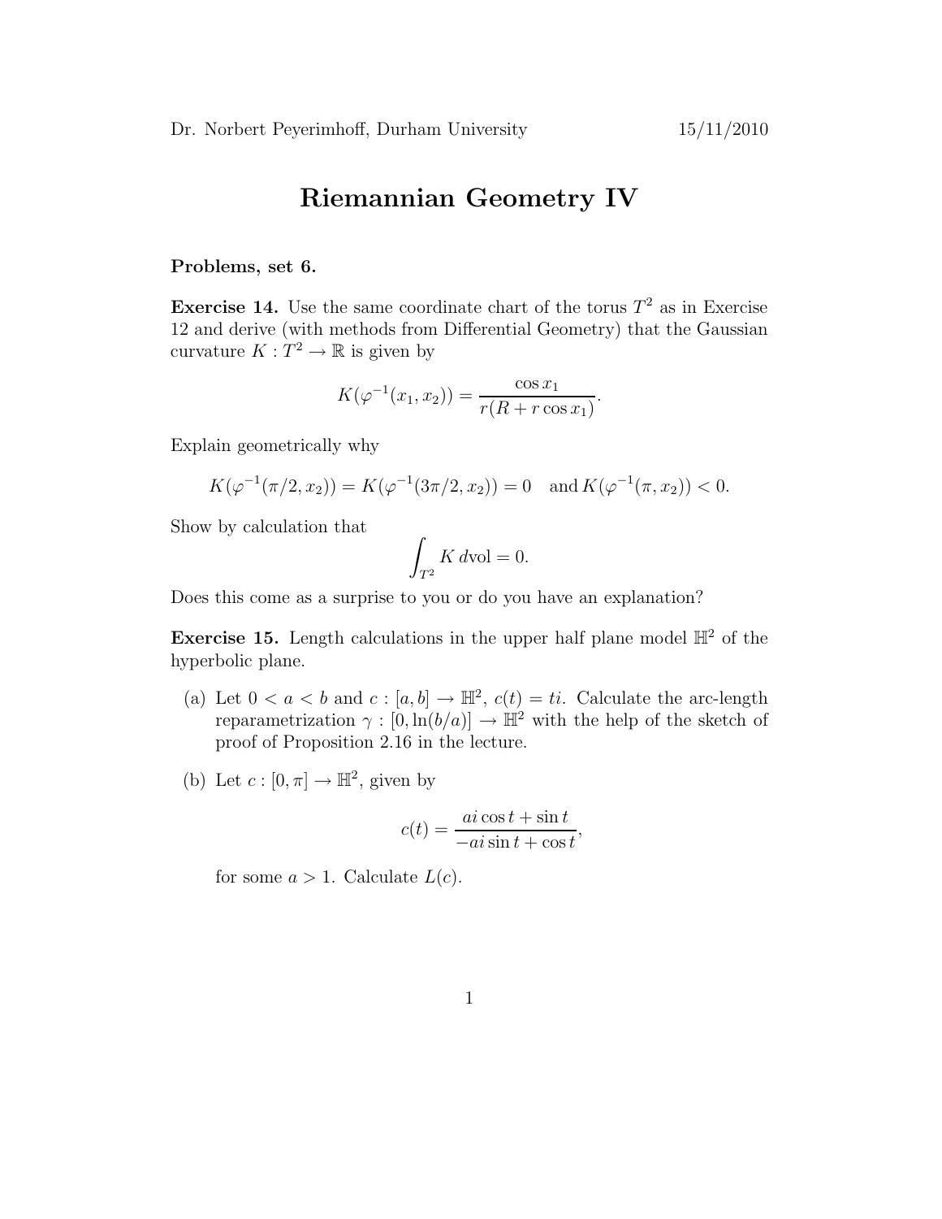Dr. Norbert Peyerimhoff, Durham University 15/11/2010

# Riemannian Geometry IV

**Problems, set 6.**

**Exercise 14.** Use the same coordinate chart of the torus $T^2$ as in Exercise 12 and derive (with methods from Differential Geometry) that the Gaussian curvature $K : T^2 \to \mathbb{R}$ is given by

$$K(\varphi^{-1}(x_1, x_2)) = \frac{\cos x_1}{r(R + r\cos x_1)}.$$

Explain geometrically why

$$K(\varphi^{-1}(\pi/2, x_2)) = K(\varphi^{-1}(3\pi/2, x_2)) = 0 \quad \text{and}\, K(\varphi^{-1}(\pi, x_2)) < 0.$$

Show by calculation that

$$\int_{T^2} K \, d\mathrm{vol} = 0.$$

Does this come as a surprise to you or do you have an explanation?

**Exercise 15.** Length calculations in the upper half plane model $\mathbb{H}^2$ of the hyperbolic plane.

(a) Let $0 < a < b$ and $c : [a, b] \to \mathbb{H}^2$, $c(t) = ti$. Calculate the arc-length reparametrization $\gamma : [0, \ln(b/a)] \to \mathbb{H}^2$ with the help of the sketch of proof of Proposition 2.16 in the lecture.

(b) Let $c : [0, \pi] \to \mathbb{H}^2$, given by

$$c(t) = \frac{ai\cos t + \sin t}{-ai\sin t + \cos t},$$

for some $a > 1$. Calculate $L(c)$.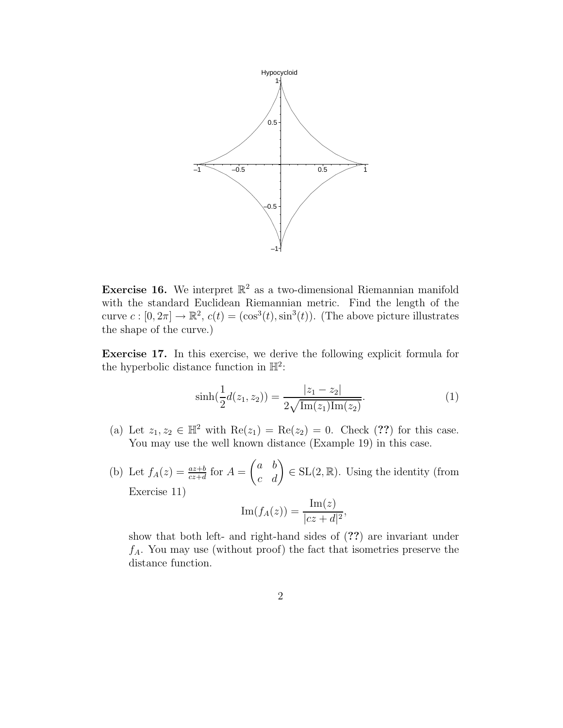**Exercise 16.** We interpret $\mathbb{R}^2$ as a two-dimensional Riemannian manifold with the standard Euclidean Riemannian metric. Find the length of the curve $c : [0, 2\pi] \to \mathbb{R}^2$, $c(t) = (\cos^3(t), \sin^3(t))$. (The above picture illustrates the shape of the curve.)

**Exercise 17.** In this exercise, we derive the following explicit formula for the hyperbolic distance function in $\mathbb{H}^2$:

$$\sinh(\frac{1}{2}d(z_1, z_2)) = \frac{|z_1 - z_2|}{2\sqrt{\mathrm{Im}(z_1)\mathrm{Im}(z_2)}}. \tag{1}$$

(a) Let $z_1, z_2 \in \mathbb{H}^2$ with $\mathrm{Re}(z_1) = \mathrm{Re}(z_2) = 0$. Check (**??**) for this case. You may use the well known distance (Example 19) in this case.

(b) Let $f_A(z) = \frac{az+b}{cz+d}$ for $A = \begin{pmatrix} a & b \\ c & d \end{pmatrix} \in \mathrm{SL}(2, \mathbb{R})$. Using the identity (from Exercise 11)

$$\mathrm{Im}(f_A(z)) = \frac{\mathrm{Im}(z)}{|cz + d|^2},$$

show that both left- and right-hand sides of (**??**) are invariant under $f_A$. You may use (without proof) the fact that isometries preserve the distance function.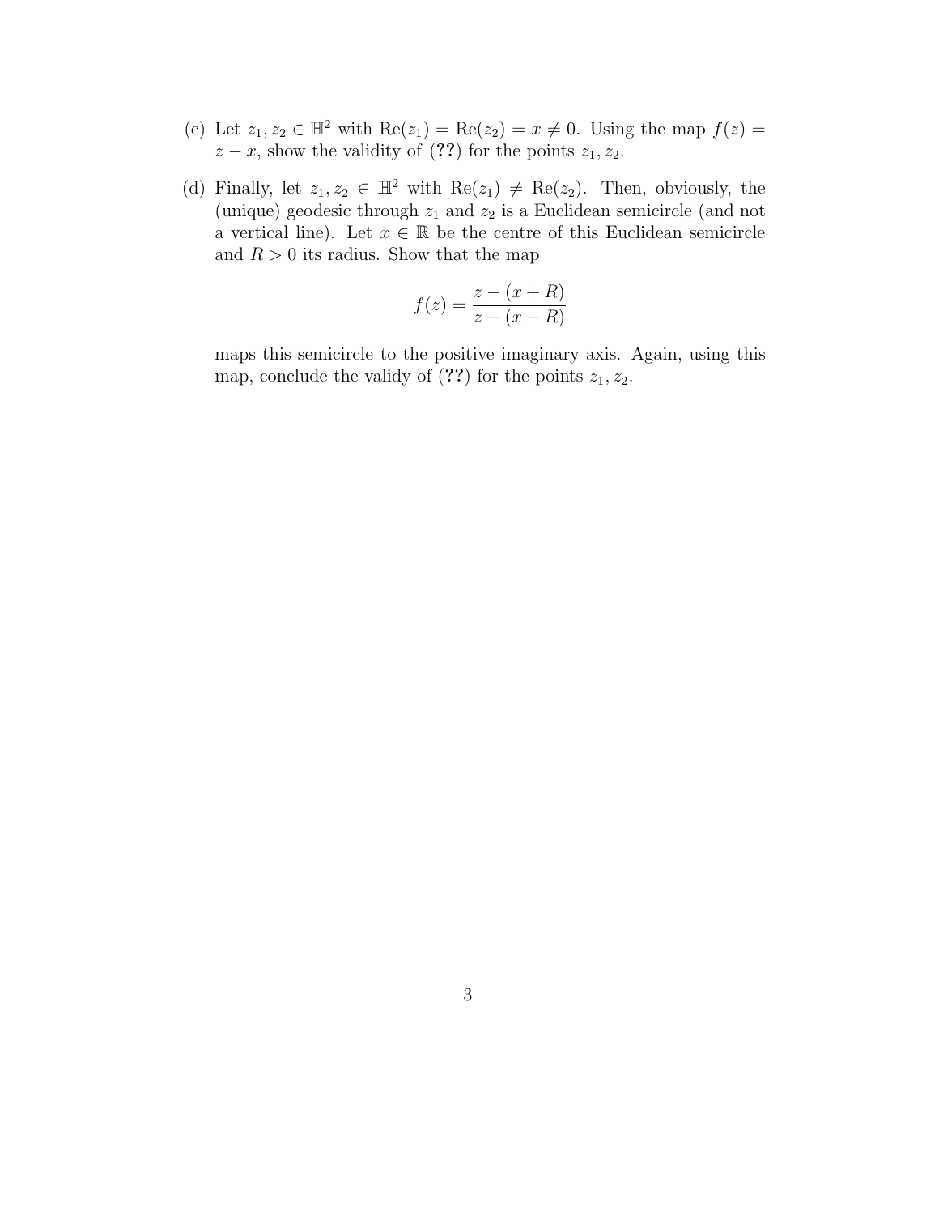(c) Let $z_1, z_2 \in \mathbb{H}^2$ with $\mathrm{Re}(z_1) = \mathrm{Re}(z_2) = x \neq 0$. Using the map $f(z) = z - x$, show the validity of (**??**) for the points $z_1, z_2$.

(d) Finally, let $z_1, z_2 \in \mathbb{H}^2$ with $\mathrm{Re}(z_1) \neq \mathrm{Re}(z_2)$. Then, obviously, the (unique) geodesic through $z_1$ and $z_2$ is a Euclidean semicircle (and not a vertical line). Let $x \in \mathbb{R}$ be the centre of this Euclidean semicircle and $R > 0$ its radius. Show that the map

$$f(z) = \frac{z - (x + R)}{z - (x - R)}$$

maps this semicircle to the positive imaginary axis. Again, using this map, conclude the validy of (**??**) for the points $z_1, z_2$.